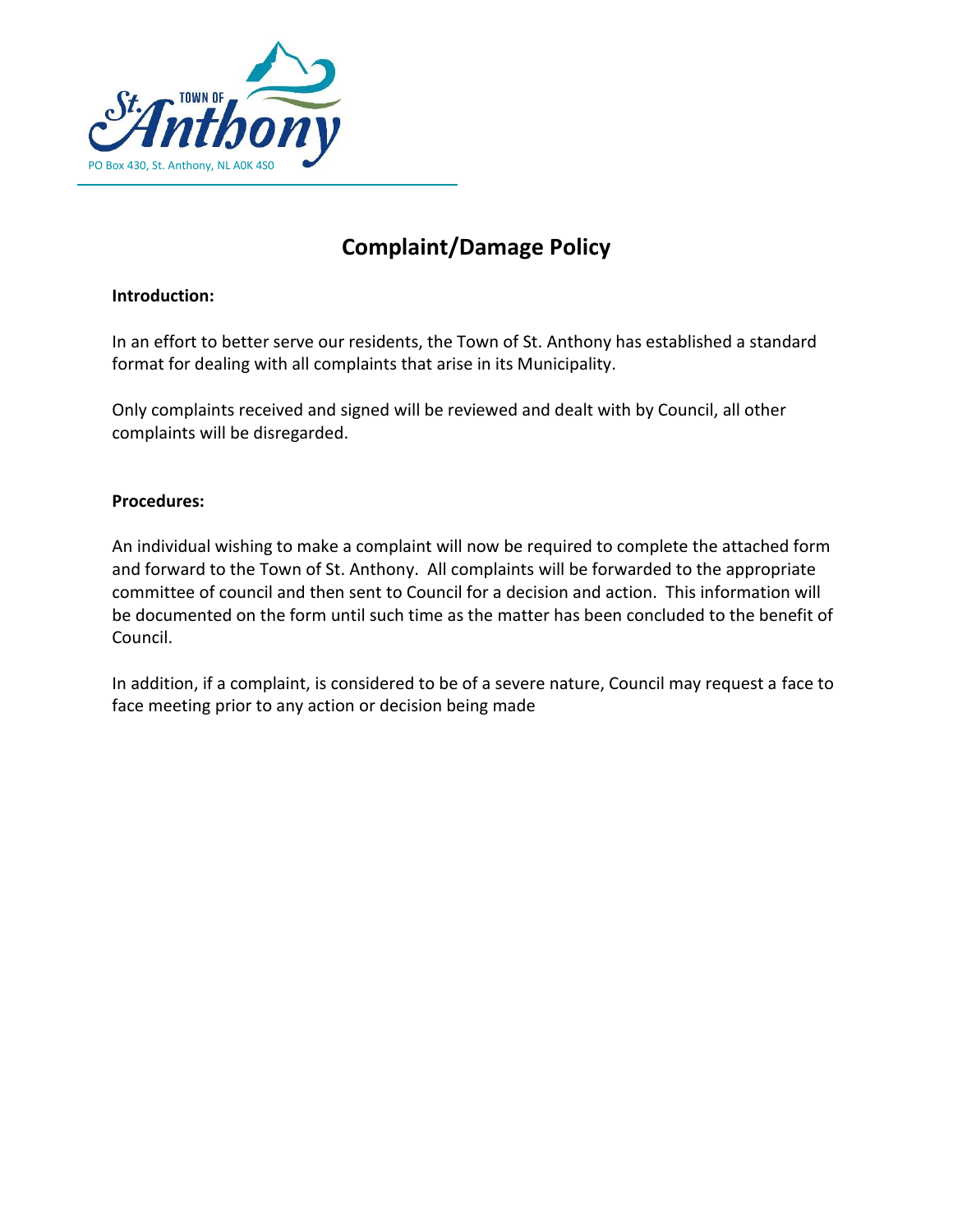Town of St. Anthony

PO Box 430, St. Anthony, NL A0K 4S0

# Complaint/Damage Policy

**Introduction:**

In an effort to better serve our residents, the Town of St. Anthony has established a standard format for dealing with all complaints that arise in its Municipality.

Only complaints received and signed will be reviewed and dealt with by Council, all other complaints will be disregarded.

**Procedures:**

An individual wishing to make a complaint will now be required to complete the attached form and forward to the Town of St. Anthony. All complaints will be forwarded to the appropriate committee of council and then sent to Council for a decision and action. This information will be documented on the form until such time as the matter has been concluded to the benefit of Council.

In addition, if a complaint, is considered to be of a severe nature, Council may request a face to face meeting prior to any action or decision being made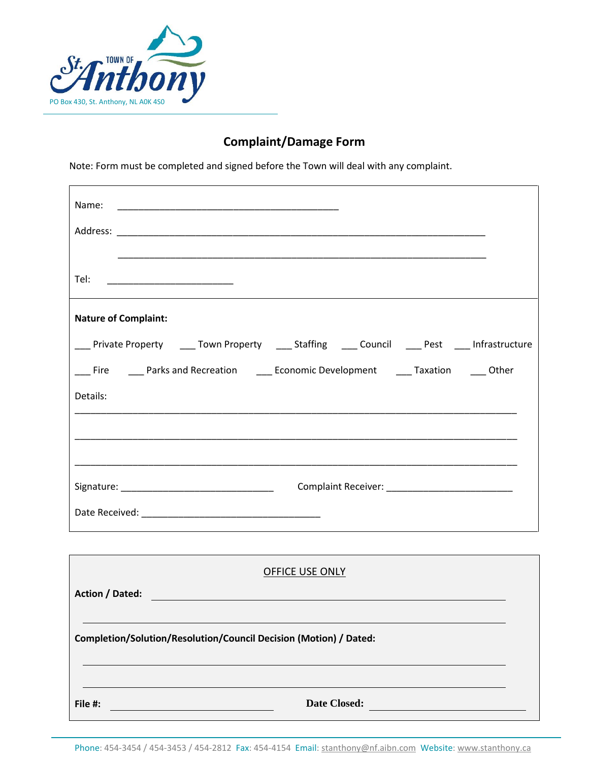TOWN OF St. Anthony

PO Box 430, St. Anthony, NL A0K 4S0

## Complaint/Damage Form

Note: Form must be completed and signed before the Town will deal with any complaint.

Name: ___________________________________________

Address: _________________________________________________________________________

_________________________________________________________________________

Tel: _________________________

**Nature of Complaint:**

___ Private Property ___ Town Property ___ Staffing ___ Council ___ Pest ___ Infrastructure

___ Fire ___ Parks and Recreation ___ Economic Development ___ Taxation ___ Other

Details:

_______________________________________________________________________________________

_______________________________________________________________________________________

_______________________________________________________________________________________

Signature: ______________________________ Complaint Receiver: _________________________

Date Received: ___________________________________

OFFICE USE ONLY

**Action / Dated:** _______________________________________________________________________

_______________________________________________________________________

**Completion/Solution/Resolution/Council Decision (Motion) / Dated:**

_______________________________________________________________________

_______________________________________________________________________

**File #:** ________________________________ **Date Closed:** ________________________________

Phone: 454-3454 / 454-3453 / 454-2812 Fax: 454-4154 Email: stanthony@nf.aibn.com Website: www.stanthony.ca